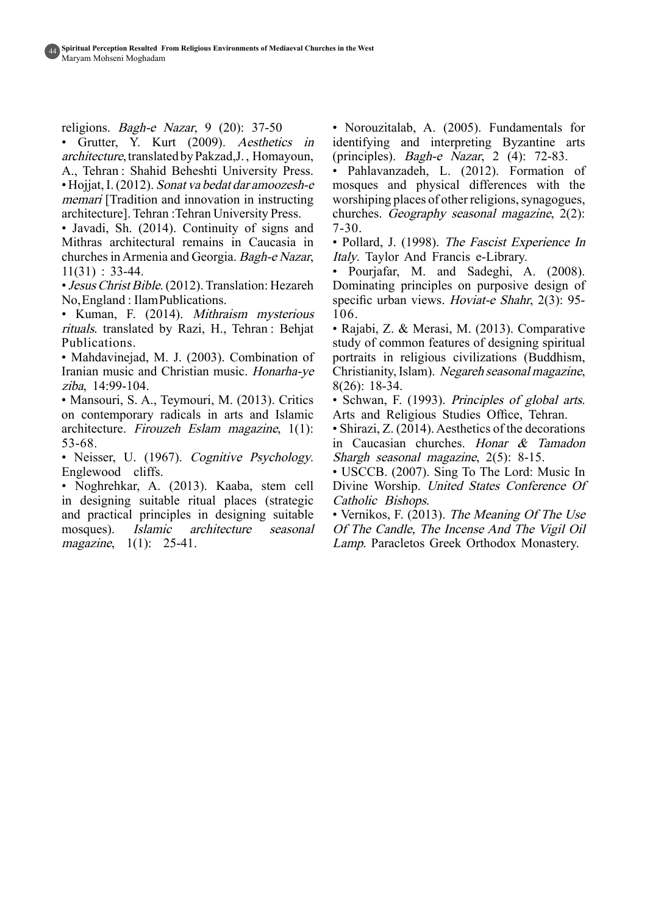religions. *Bagh-e Nazar*, 9 (20): 37-50

• Grutter, Y. Kurt (2009). *Aesthetics in architecture*, translated by Pakzad,J. , Homayoun, A., Tehran : Shahid Beheshti University Press.

• Hojjat, I. (2012). *Sonat va bedat dar amoozesh-e memari* [Tradition and innovation in instructing architecture]. Tehran :Tehran University Press.

• Javadi, Sh. (2014). Continuity of signs and Mithras architectural remains in Caucasia in churches in Armenia and Georgia. *Bagh-e Nazar*, 11(31) : 33-44.

• *Jesus Christ Bible*. (2012). Translation: Hezareh No, England : Ilam Publications.

• Kuman, F. (2014). *Mithraism mysterious rituals*. translated by Razi, H., Tehran : Behjat Publications.

• Mahdavinejad, M. J. (2003). Combination of Iranian music and Christian music. *Honarha-ye ziba*, 14:99-104.

• Mansouri, S. A., Teymouri, M. (2013). Critics on contemporary radicals in arts and Islamic architecture. *Firouzeh Eslam magazine*, 1(1): 53-68.

• Neisser, U. (1967). *Cognitive Psychology*. Englewood cliffs.

• Noghrehkar, A. (2013). Kaaba, stem cell in designing suitable ritual places (strategic and practical principles in designing suitable mosques). *Islamic architecture seasonal magazine*, 1(1): 25-41.

• Norouzitalab, A. (2005). Fundamentals for identifying and interpreting Byzantine arts (principles). *Bagh-e Nazar*, 2 (4): 72-83.

• Pahlavanzadeh, L. (2012). Formation of mosques and physical differences with the worshiping places of other religions, synagogues, churches. *Geography seasonal magazine*, 2(2): 7-30.

• Pollard, J. (1998). *The Fascist Experience In Italy*. Taylor And Francis e-Library.

• Pourjafar, M. and Sadeghi, A. (2008). Dominating principles on purposive design of specific urban views. *Hoviat-e Shahr*, 2(3): 95-106.

• Rajabi, Z. & Merasi, M. (2013). Comparative study of common features of designing spiritual portraits in religious civilizations (Buddhism, Christianity, Islam). *Negareh seasonal magazine*, 8(26): 18-34.

• Schwan, F. (1993). *Principles of global arts*. Arts and Religious Studies Office, Tehran.

• Shirazi, Z. (2014). Aesthetics of the decorations in Caucasian churches. *Honar & Tamadon Shargh seasonal magazine*, 2(5): 8-15.

• USCCB. (2007). Sing To The Lord: Music In Divine Worship. *United States Conference Of Catholic Bishops*.

• Vernikos, F. (2013). *The Meaning Of The Use Of The Candle, The Incense And The Vigil Oil Lamp*. Paracletos Greek Orthodox Monastery.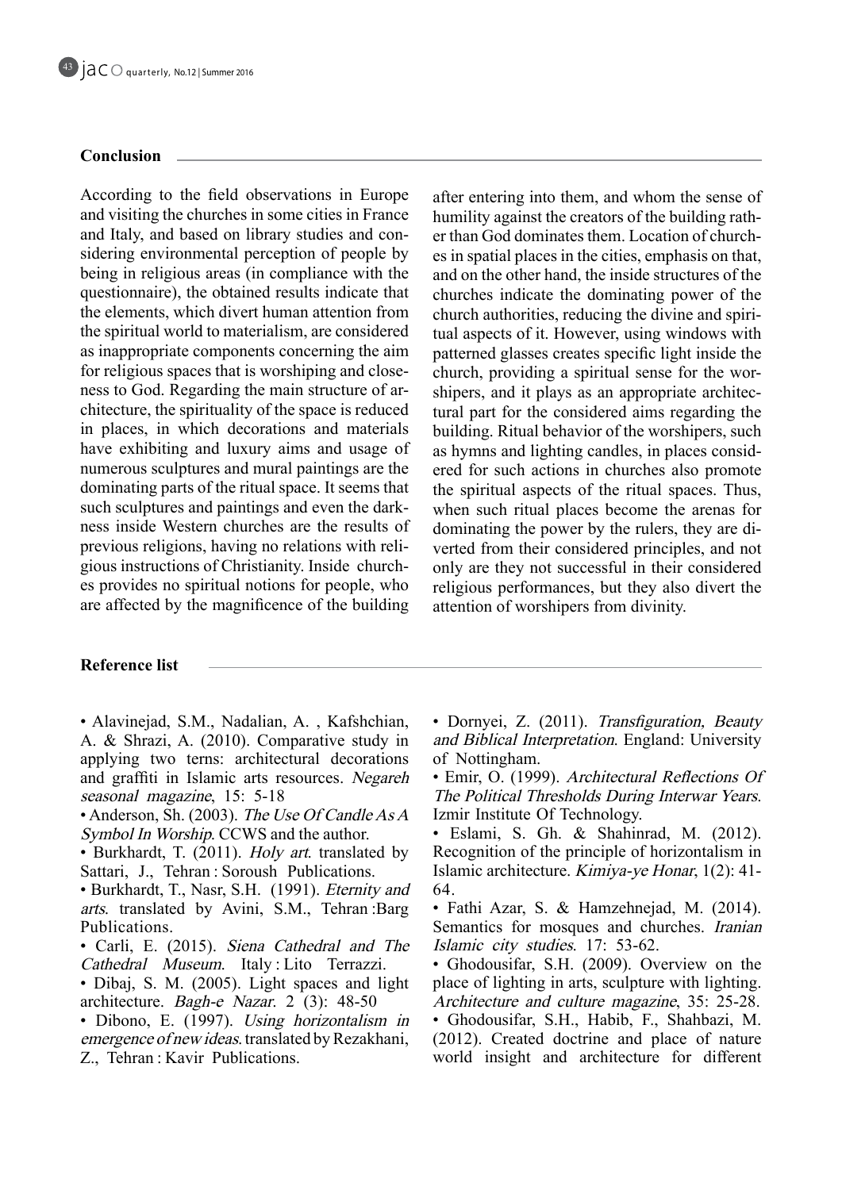## Conclusion

According to the field observations in Europe and visiting the churches in some cities in France and Italy, and based on library studies and considering environmental perception of people by being in religious areas (in compliance with the questionnaire), the obtained results indicate that the elements, which divert human attention from the spiritual world to materialism, are considered as inappropriate components concerning the aim for religious spaces that is worshiping and closeness to God. Regarding the main structure of architecture, the spirituality of the space is reduced in places, in which decorations and materials have exhibiting and luxury aims and usage of numerous sculptures and mural paintings are the dominating parts of the ritual space. It seems that such sculptures and paintings and even the darkness inside Western churches are the results of previous religions, having no relations with religious instructions of Christianity. Inside churches provides no spiritual notions for people, who are affected by the magnificence of the building after entering into them, and whom the sense of humility against the creators of the building rather than God dominates them. Location of churches in spatial places in the cities, emphasis on that, and on the other hand, the inside structures of the churches indicate the dominating power of the church authorities, reducing the divine and spiritual aspects of it. However, using windows with patterned glasses creates specific light inside the church, providing a spiritual sense for the worshipers, and it plays as an appropriate architectural part for the considered aims regarding the building. Ritual behavior of the worshipers, such as hymns and lighting candles, in places considered for such actions in churches also promote the spiritual aspects of the ritual spaces. Thus, when such ritual places become the arenas for dominating the power by the rulers, they are diverted from their considered principles, and not only are they not successful in their considered religious performances, but they also divert the attention of worshipers from divinity.

## Reference list

- Alavinejad, S.M., Nadalian, A. , Kafshchian, A. & Shrazi, A. (2010). Comparative study in applying two terns: architectural decorations and graffiti in Islamic arts resources. *Negareh seasonal magazine*, 15: 5-18
- Anderson, Sh. (2003). *The Use Of Candle As A Symbol In Worship*. CCWS and the author.
- Burkhardt, T. (2011). *Holy art*. translated by Sattari, J., Tehran : Soroush Publications.
- Burkhardt, T., Nasr, S.H. (1991). *Eternity and arts*. translated by Avini, S.M., Tehran :Barg Publications.
- Carli, E. (2015). *Siena Cathedral and The Cathedral Museum*. Italy : Lito Terrazzi.
- Dibaj, S. M. (2005). Light spaces and light architecture. *Bagh-e Nazar*. 2 (3): 48-50
- Dibono, E. (1997). *Using horizontalism in emergence of new ideas*. translated by Rezakhani, Z., Tehran : Kavir Publications.
- Dornyei, Z. (2011). *Transfiguration, Beauty and Biblical Interpretation*. England: University of Nottingham.
- Emir, O. (1999). *Architectural Reflections Of The Political Thresholds During Interwar Years*. Izmir Institute Of Technology.
- Eslami, S. Gh. & Shahinrad, M. (2012). Recognition of the principle of horizontalism in Islamic architecture. *Kimiya-ye Honar*, 1(2): 41-64.
- Fathi Azar, S. & Hamzehnejad, M. (2014). Semantics for mosques and churches. *Iranian Islamic city studies*. 17: 53-62.
- Ghodousifar, S.H. (2009). Overview on the place of lighting in arts, sculpture with lighting. *Architecture and culture magazine*, 35: 25-28.
- Ghodousifar, S.H., Habib, F., Shahbazi, M. (2012). Created doctrine and place of nature world insight and architecture for different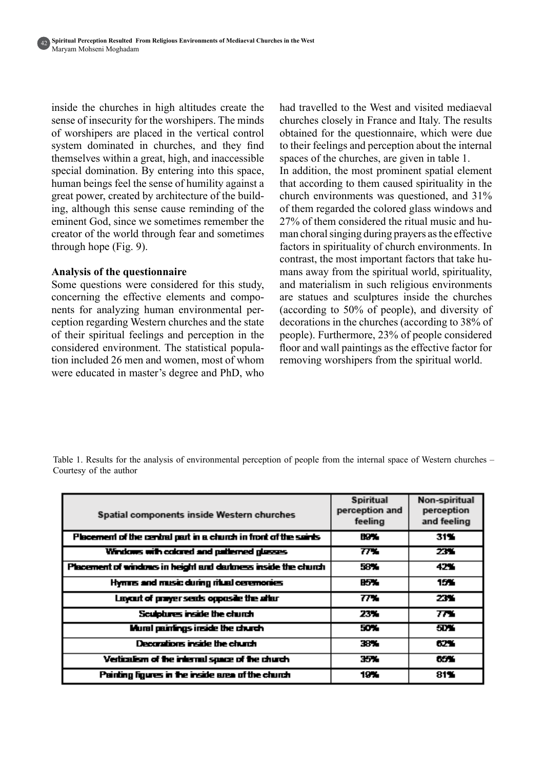inside the churches in high altitudes create the sense of insecurity for the worshipers. The minds of worshipers are placed in the vertical control system dominated in churches, and they find themselves within a great, high, and inaccessible special domination. By entering into this space, human beings feel the sense of humility against a great power, created by architecture of the building, although this sense cause reminding of the eminent God, since we sometimes remember the creator of the world through fear and sometimes through hope (Fig. 9).

**Analysis of the questionnaire**

Some questions were considered for this study, concerning the effective elements and components for analyzing human environmental perception regarding Western churches and the state of their spiritual feelings and perception in the considered environment. The statistical population included 26 men and women, most of whom were educated in master's degree and PhD, who had travelled to the West and visited mediaeval churches closely in France and Italy. The results obtained for the questionnaire, which were due to their feelings and perception about the internal spaces of the churches, are given in table 1.

In addition, the most prominent spatial element that according to them caused spirituality in the church environments was questioned, and 31% of them regarded the colored glass windows and 27% of them considered the ritual music and human choral singing during prayers as the effective factors in spirituality of church environments. In contrast, the most important factors that take humans away from the spiritual world, spirituality, and materialism in such religious environments are statues and sculptures inside the churches (according to 50% of people), and diversity of decorations in the churches (according to 38% of people). Furthermore, 23% of people considered floor and wall paintings as the effective factor for removing worshipers from the spiritual world.

Table 1. Results for the analysis of environmental perception of people from the internal space of Western churches – Courtesy of the author

| Spatial components inside Western churches | Spiritual perception and feeling | Non-spiritual perception and feeling |
|---|---|---|
| Placement of the central part in a church in front of the saints | 69% | 31% |
| Windows with colored and patterned glasses | 77% | 23% |
| Placement of windows in height and darkness inside the church | 58% | 42% |
| Hymns and music during ritual ceremonies | 85% | 15% |
| Layout of prayer seats opposite the altar | 77% | 23% |
| Sculptures inside the church | 23% | 77% |
| Mural paintings inside the church | 50% | 50% |
| Decorations inside the church | 38% | 62% |
| Verticalism of the internal space of the church | 35% | 65% |
| Painting figures in the inside area of the church | 19% | 81% |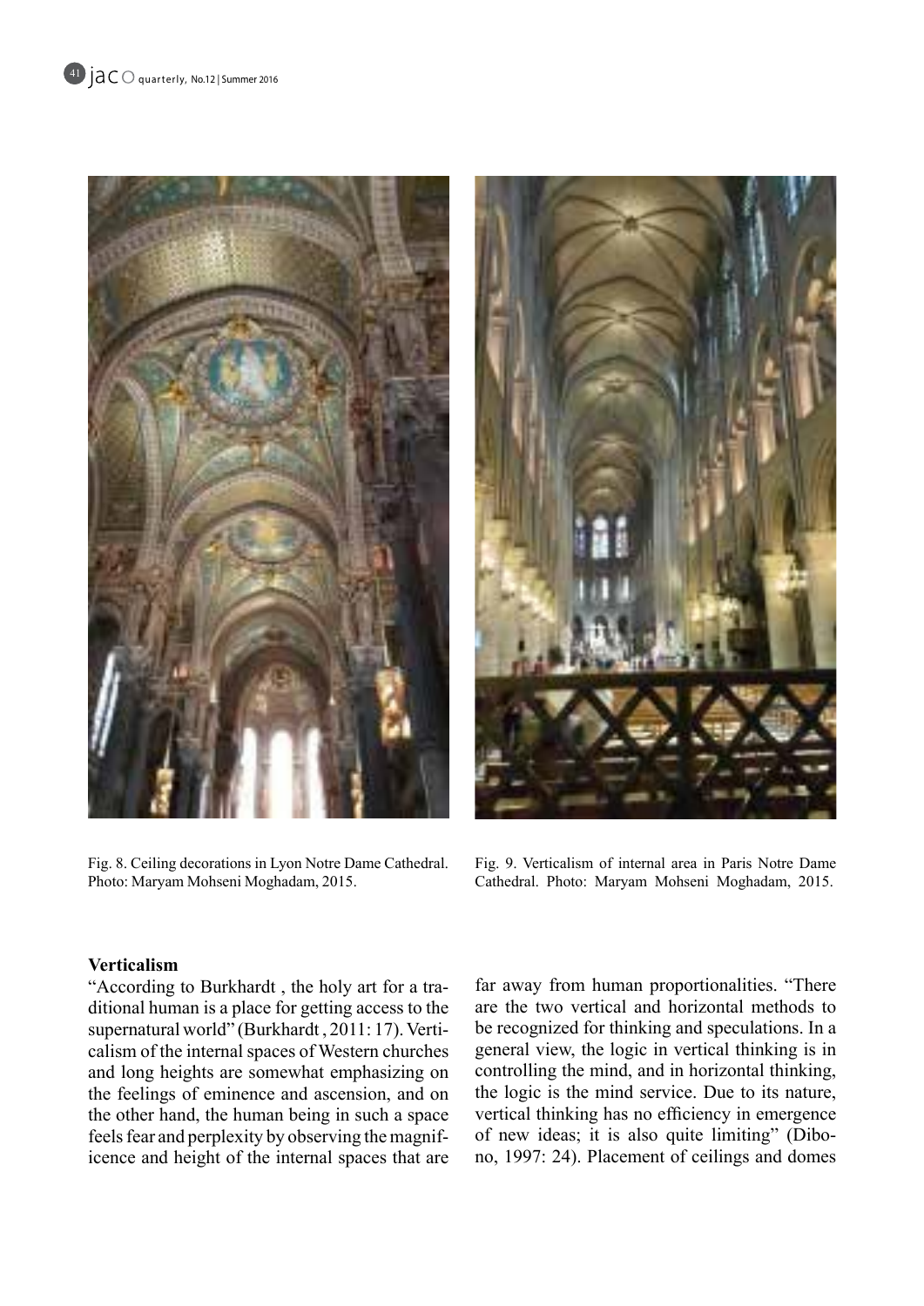Fig. 8. Ceiling decorations in Lyon Notre Dame Cathedral. Photo: Maryam Mohseni Moghadam, 2015.

Fig. 9. Verticalism of internal area in Paris Notre Dame Cathedral. Photo: Maryam Mohseni Moghadam, 2015.

## Verticalism

"According to Burkhardt , the holy art for a traditional human is a place for getting access to the supernatural world" (Burkhardt , 2011: 17). Verticalism of the internal spaces of Western churches and long heights are somewhat emphasizing on the feelings of eminence and ascension, and on the other hand, the human being in such a space feels fear and perplexity by observing the magnificence and height of the internal spaces that are far away from human proportionalities. "There are the two vertical and horizontal methods to be recognized for thinking and speculations. In a general view, the logic in vertical thinking is in controlling the mind, and in horizontal thinking, the logic is the mind service. Due to its nature, vertical thinking has no efficiency in emergence of new ideas; it is also quite limiting" (Dibono, 1997: 24). Placement of ceilings and domes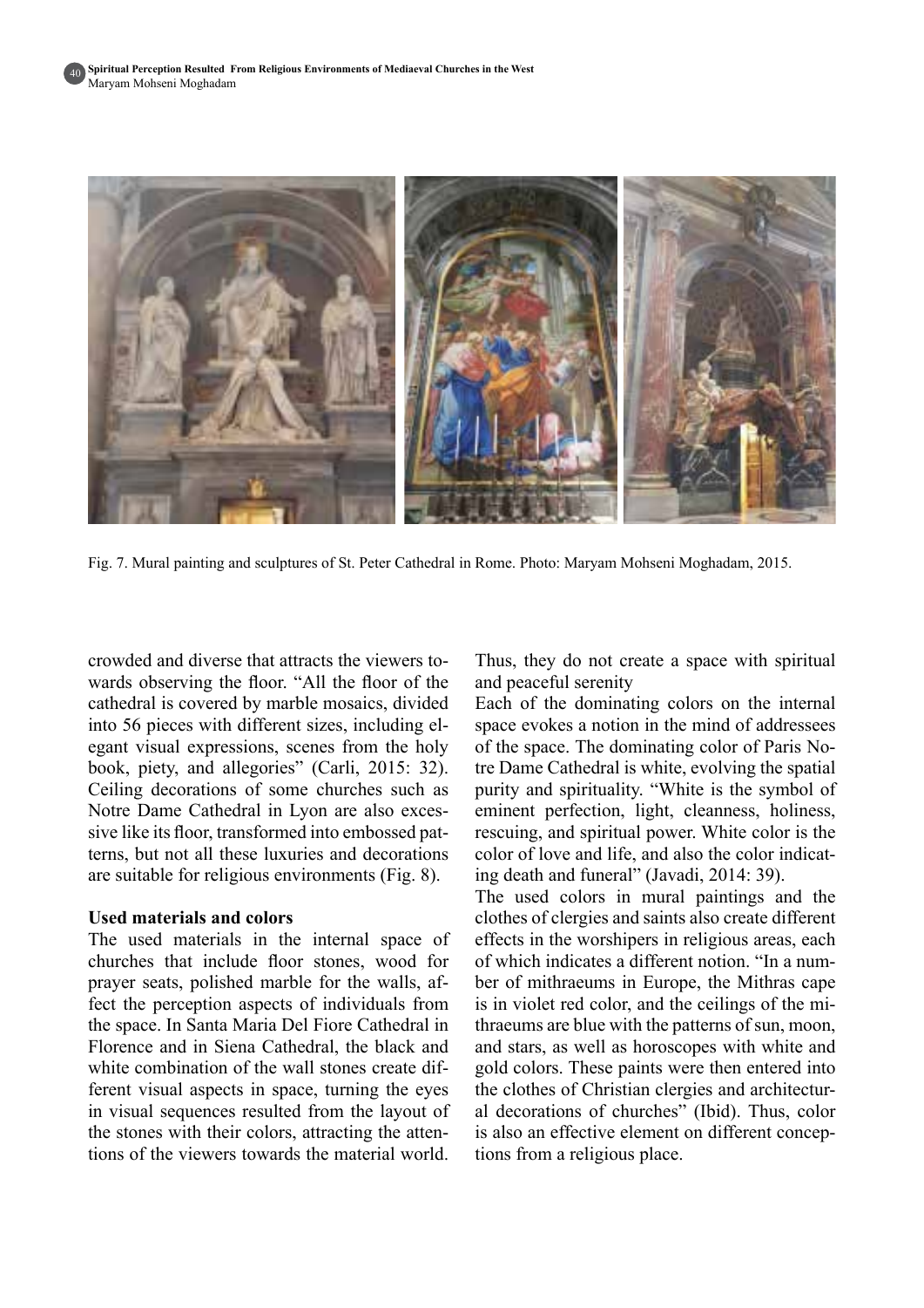Fig. 7. Mural painting and sculptures of St. Peter Cathedral in Rome. Photo: Maryam Mohseni Moghadam, 2015.

crowded and diverse that attracts the viewers towards observing the floor. "All the floor of the cathedral is covered by marble mosaics, divided into 56 pieces with different sizes, including elegant visual expressions, scenes from the holy book, piety, and allegories" (Carli, 2015: 32). Ceiling decorations of some churches such as Notre Dame Cathedral in Lyon are also excessive like its floor, transformed into embossed patterns, but not all these luxuries and decorations are suitable for religious environments (Fig. 8).

**Used materials and colors**

The used materials in the internal space of churches that include floor stones, wood for prayer seats, polished marble for the walls, affect the perception aspects of individuals from the space. In Santa Maria Del Fiore Cathedral in Florence and in Siena Cathedral, the black and white combination of the wall stones create different visual aspects in space, turning the eyes in visual sequences resulted from the layout of the stones with their colors, attracting the attentions of the viewers towards the material world. Thus, they do not create a space with spiritual and peaceful serenity

Each of the dominating colors on the internal space evokes a notion in the mind of addressees of the space. The dominating color of Paris Notre Dame Cathedral is white, evolving the spatial purity and spirituality. "White is the symbol of eminent perfection, light, cleanness, holiness, rescuing, and spiritual power. White color is the color of love and life, and also the color indicating death and funeral" (Javadi, 2014: 39).

The used colors in mural paintings and the clothes of clergies and saints also create different effects in the worshipers in religious areas, each of which indicates a different notion. "In a number of mithraeums in Europe, the Mithras cape is in violet red color, and the ceilings of the mithraeums are blue with the patterns of sun, moon, and stars, as well as horoscopes with white and gold colors. These paints were then entered into the clothes of Christian clergies and architectural decorations of churches" (Ibid). Thus, color is also an effective element on different conceptions from a religious place.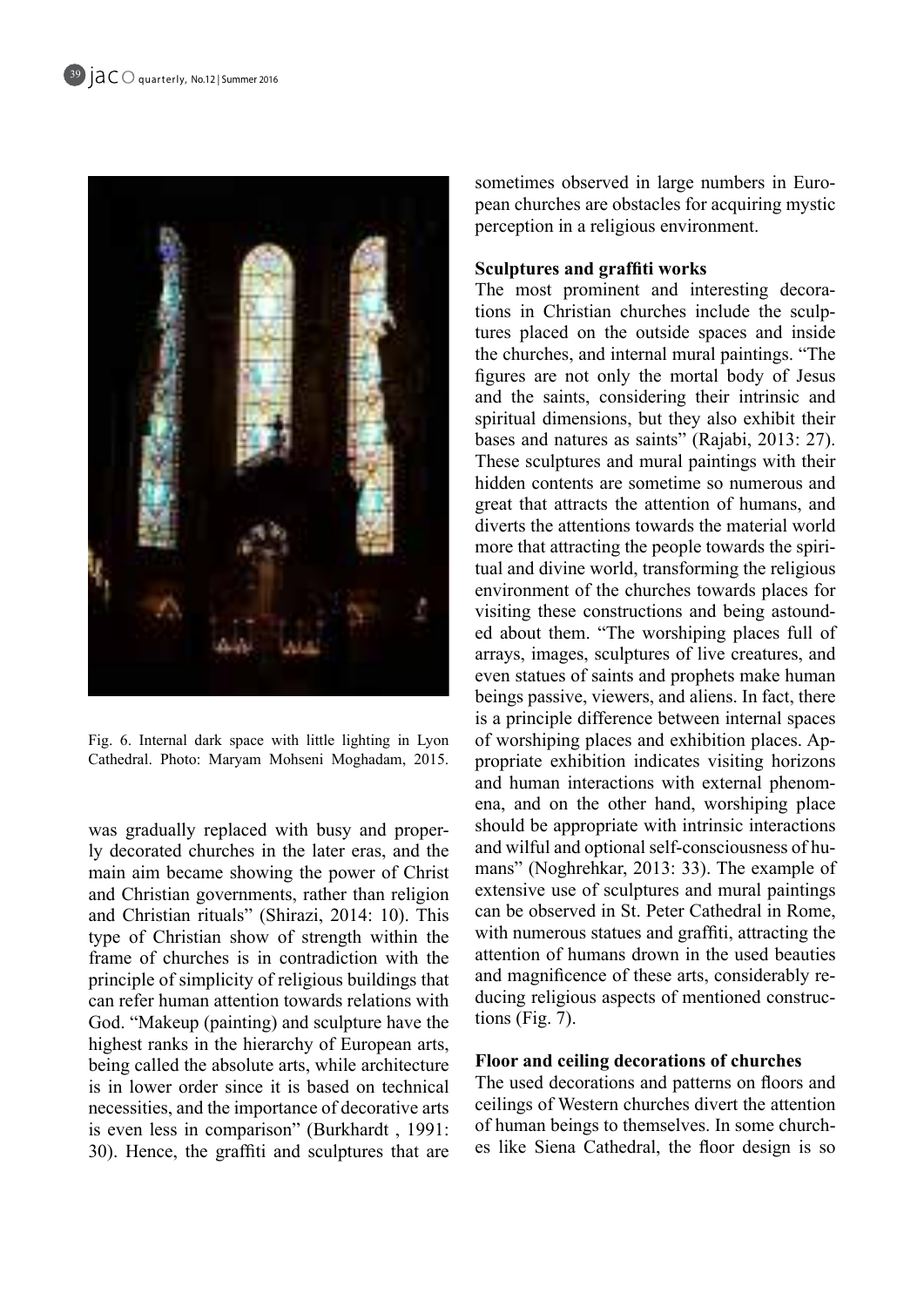Fig. 6. Internal dark space with little lighting in Lyon Cathedral. Photo: Maryam Mohseni Moghadam, 2015.

was gradually replaced with busy and properly decorated churches in the later eras, and the main aim became showing the power of Christ and Christian governments, rather than religion and Christian rituals" (Shirazi, 2014: 10). This type of Christian show of strength within the frame of churches is in contradiction with the principle of simplicity of religious buildings that can refer human attention towards relations with God. "Makeup (painting) and sculpture have the highest ranks in the hierarchy of European arts, being called the absolute arts, while architecture is in lower order since it is based on technical necessities, and the importance of decorative arts is even less in comparison" (Burkhardt , 1991: 30). Hence, the graffiti and sculptures that are sometimes observed in large numbers in European churches are obstacles for acquiring mystic perception in a religious environment.

**Sculptures and graffiti works**

The most prominent and interesting decorations in Christian churches include the sculptures placed on the outside spaces and inside the churches, and internal mural paintings. "The figures are not only the mortal body of Jesus and the saints, considering their intrinsic and spiritual dimensions, but they also exhibit their bases and natures as saints" (Rajabi, 2013: 27). These sculptures and mural paintings with their hidden contents are sometime so numerous and great that attracts the attention of humans, and diverts the attentions towards the material world more that attracting the people towards the spiritual and divine world, transforming the religious environment of the churches towards places for visiting these constructions and being astounded about them. "The worshiping places full of arrays, images, sculptures of live creatures, and even statues of saints and prophets make human beings passive, viewers, and aliens. In fact, there is a principle difference between internal spaces of worshiping places and exhibition places. Appropriate exhibition indicates visiting horizons and human interactions with external phenomena, and on the other hand, worshiping place should be appropriate with intrinsic interactions and wilful and optional self-consciousness of humans" (Noghrehkar, 2013: 33). The example of extensive use of sculptures and mural paintings can be observed in St. Peter Cathedral in Rome, with numerous statues and graffiti, attracting the attention of humans drown in the used beauties and magnificence of these arts, considerably reducing religious aspects of mentioned constructions (Fig. 7).

**Floor and ceiling decorations of churches**

The used decorations and patterns on floors and ceilings of Western churches divert the attention of human beings to themselves. In some churches like Siena Cathedral, the floor design is so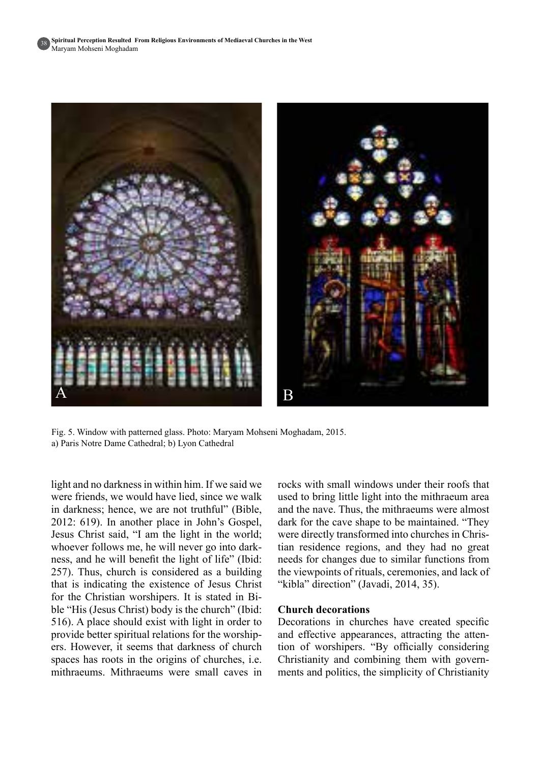Fig. 5. Window with patterned glass. Photo: Maryam Mohseni Moghadam, 2015.
a) Paris Notre Dame Cathedral; b) Lyon Cathedral

light and no darkness in within him. If we said we were friends, we would have lied, since we walk in darkness; hence, we are not truthful" (Bible, 2012: 619). In another place in John's Gospel, Jesus Christ said, "I am the light in the world; whoever follows me, he will never go into darkness, and he will benefit the light of life" (Ibid: 257). Thus, church is considered as a building that is indicating the existence of Jesus Christ for the Christian worshipers. It is stated in Bible "His (Jesus Christ) body is the church" (Ibid: 516). A place should exist with light in order to provide better spiritual relations for the worshipers. However, it seems that darkness of church spaces has roots in the origins of churches, i.e. mithraeums. Mithraeums were small caves in rocks with small windows under their roofs that used to bring little light into the mithraeum area and the nave. Thus, the mithraeums were almost dark for the cave shape to be maintained. "They were directly transformed into churches in Christian residence regions, and they had no great needs for changes due to similar functions from the viewpoints of rituals, ceremonies, and lack of "kibla" direction" (Javadi, 2014, 35).

### Church decorations

Decorations in churches have created specific and effective appearances, attracting the attention of worshipers. "By officially considering Christianity and combining them with governments and politics, the simplicity of Christianity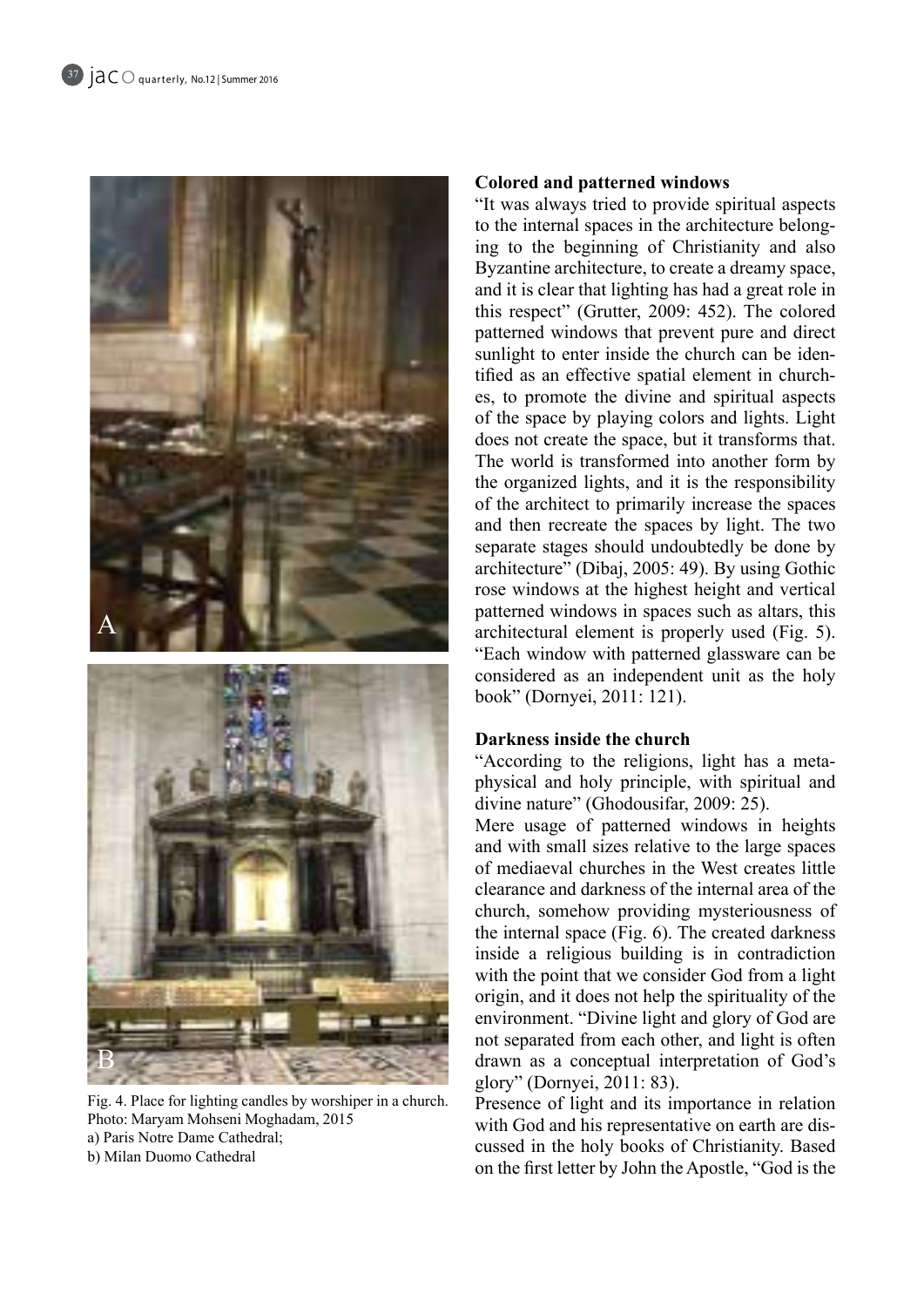Fig. 4. Place for lighting candles by worshiper in a church. Photo: Maryam Mohseni Moghadam, 2015
a) Paris Notre Dame Cathedral;
b) Milan Duomo Cathedral

**Colored and patterned windows**

"It was always tried to provide spiritual aspects to the internal spaces in the architecture belonging to the beginning of Christianity and also Byzantine architecture, to create a dreamy space, and it is clear that lighting has had a great role in this respect" (Grutter, 2009: 452). The colored patterned windows that prevent pure and direct sunlight to enter inside the church can be identified as an effective spatial element in churches, to promote the divine and spiritual aspects of the space by playing colors and lights. Light does not create the space, but it transforms that. The world is transformed into another form by the organized lights, and it is the responsibility of the architect to primarily increase the spaces and then recreate the spaces by light. The two separate stages should undoubtedly be done by architecture" (Dibaj, 2005: 49). By using Gothic rose windows at the highest height and vertical patterned windows in spaces such as altars, this architectural element is properly used (Fig. 5). "Each window with patterned glassware can be considered as an independent unit as the holy book" (Dornyei, 2011: 121).

**Darkness inside the church**

"According to the religions, light has a metaphysical and holy principle, with spiritual and divine nature" (Ghodousifar, 2009: 25).

Mere usage of patterned windows in heights and with small sizes relative to the large spaces of mediaeval churches in the West creates little clearance and darkness of the internal area of the church, somehow providing mysteriousness of the internal space (Fig. 6). The created darkness inside a religious building is in contradiction with the point that we consider God from a light origin, and it does not help the spirituality of the environment. "Divine light and glory of God are not separated from each other, and light is often drawn as a conceptual interpretation of God's glory" (Dornyei, 2011: 83).

Presence of light and its importance in relation with God and his representative on earth are discussed in the holy books of Christianity. Based on the first letter by John the Apostle, "God is the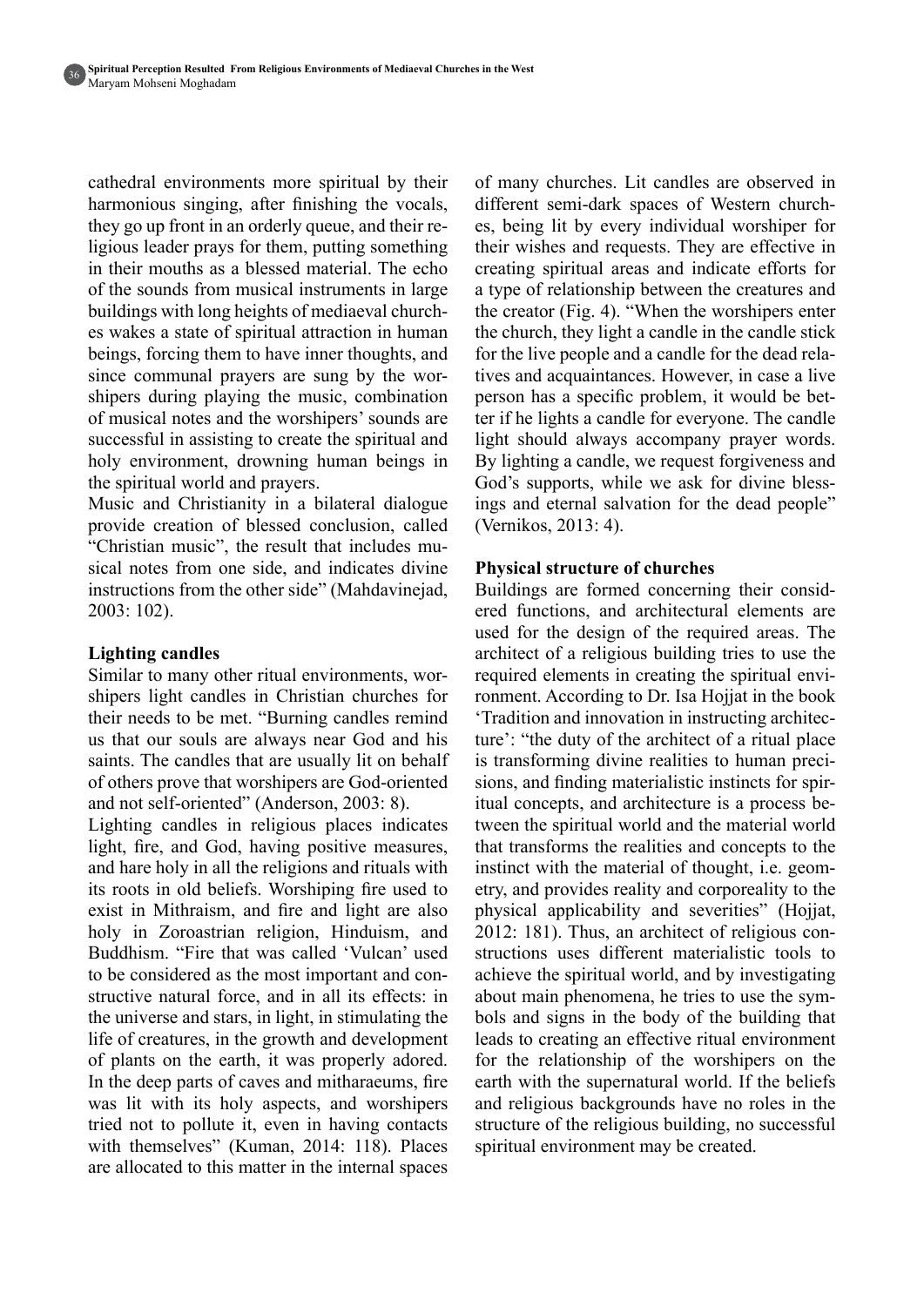cathedral environments more spiritual by their harmonious singing, after finishing the vocals, they go up front in an orderly queue, and their religious leader prays for them, putting something in their mouths as a blessed material. The echo of the sounds from musical instruments in large buildings with long heights of mediaeval churches wakes a state of spiritual attraction in human beings, forcing them to have inner thoughts, and since communal prayers are sung by the worshipers during playing the music, combination of musical notes and the worshipers' sounds are successful in assisting to create the spiritual and holy environment, drowning human beings in the spiritual world and prayers.

Music and Christianity in a bilateral dialogue provide creation of blessed conclusion, called "Christian music", the result that includes musical notes from one side, and indicates divine instructions from the other side" (Mahdavinejad, 2003: 102).

### Lighting candles

Similar to many other ritual environments, worshipers light candles in Christian churches for their needs to be met. "Burning candles remind us that our souls are always near God and his saints. The candles that are usually lit on behalf of others prove that worshipers are God-oriented and not self-oriented" (Anderson, 2003: 8).

Lighting candles in religious places indicates light, fire, and God, having positive measures, and hare holy in all the religions and rituals with its roots in old beliefs. Worshiping fire used to exist in Mithraism, and fire and light are also holy in Zoroastrian religion, Hinduism, and Buddhism. "Fire that was called 'Vulcan' used to be considered as the most important and constructive natural force, and in all its effects: in the universe and stars, in light, in stimulating the life of creatures, in the growth and development of plants on the earth, it was properly adored. In the deep parts of caves and mitharaeums, fire was lit with its holy aspects, and worshipers tried not to pollute it, even in having contacts with themselves" (Kuman, 2014: 118). Places are allocated to this matter in the internal spaces of many churches. Lit candles are observed in different semi-dark spaces of Western churches, being lit by every individual worshiper for their wishes and requests. They are effective in creating spiritual areas and indicate efforts for a type of relationship between the creatures and the creator (Fig. 4). "When the worshipers enter the church, they light a candle in the candle stick for the live people and a candle for the dead relatives and acquaintances. However, in case a live person has a specific problem, it would be better if he lights a candle for everyone. The candle light should always accompany prayer words. By lighting a candle, we request forgiveness and God's supports, while we ask for divine blessings and eternal salvation for the dead people" (Vernikos, 2013: 4).

### Physical structure of churches

Buildings are formed concerning their considered functions, and architectural elements are used for the design of the required areas. The architect of a religious building tries to use the required elements in creating the spiritual environment. According to Dr. Isa Hojjat in the book 'Tradition and innovation in instructing architecture': "the duty of the architect of a ritual place is transforming divine realities to human precisions, and finding materialistic instincts for spiritual concepts, and architecture is a process between the spiritual world and the material world that transforms the realities and concepts to the instinct with the material of thought, i.e. geometry, and provides reality and corporeality to the physical applicability and severities" (Hojjat, 2012: 181). Thus, an architect of religious constructions uses different materialistic tools to achieve the spiritual world, and by investigating about main phenomena, he tries to use the symbols and signs in the body of the building that leads to creating an effective ritual environment for the relationship of the worshipers on the earth with the supernatural world. If the beliefs and religious backgrounds have no roles in the structure of the religious building, no successful spiritual environment may be created.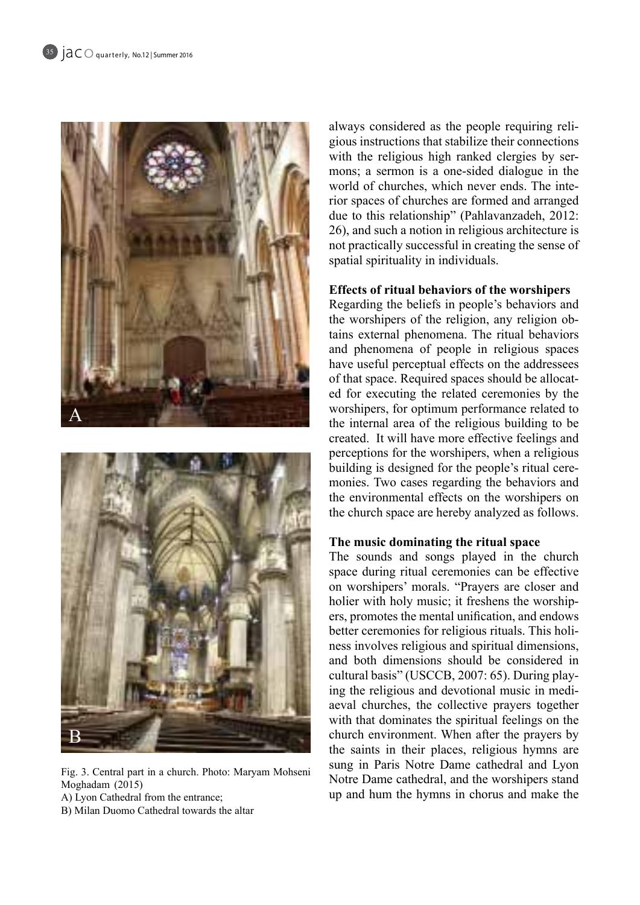always considered as the people requiring religious instructions that stabilize their connections with the religious high ranked clergies by sermons; a sermon is a one-sided dialogue in the world of churches, which never ends. The interior spaces of churches are formed and arranged due to this relationship" (Pahlavanzadeh, 2012: 26), and such a notion in religious architecture is not practically successful in creating the sense of spatial spirituality in individuals.

**Effects of ritual behaviors of the worshipers**

Regarding the beliefs in people's behaviors and the worshipers of the religion, any religion obtains external phenomena. The ritual behaviors and phenomena of people in religious spaces have useful perceptual effects on the addressees of that space. Required spaces should be allocated for executing the related ceremonies by the worshipers, for optimum performance related to the internal area of the religious building to be created. It will have more effective feelings and perceptions for the worshipers, when a religious building is designed for the people's ritual ceremonies. Two cases regarding the behaviors and the environmental effects on the worshipers on the church space are hereby analyzed as follows.

**The music dominating the ritual space**

The sounds and songs played in the church space during ritual ceremonies can be effective on worshipers' morals. "Prayers are closer and holier with holy music; it freshens the worshipers, promotes the mental unification, and endows better ceremonies for religious rituals. This holiness involves religious and spiritual dimensions, and both dimensions should be considered in cultural basis" (USCCB, 2007: 65). During playing the religious and devotional music in mediaeval churches, the collective prayers together with that dominates the spiritual feelings on the church environment. When after the prayers by the saints in their places, religious hymns are sung in Paris Notre Dame cathedral and Lyon Notre Dame cathedral, and the worshipers stand up and hum the hymns in chorus and make the

Fig. 3. Central part in a church. Photo: Maryam Mohseni Moghadam (2015)
A) Lyon Cathedral from the entrance;
B) Milan Duomo Cathedral towards the altar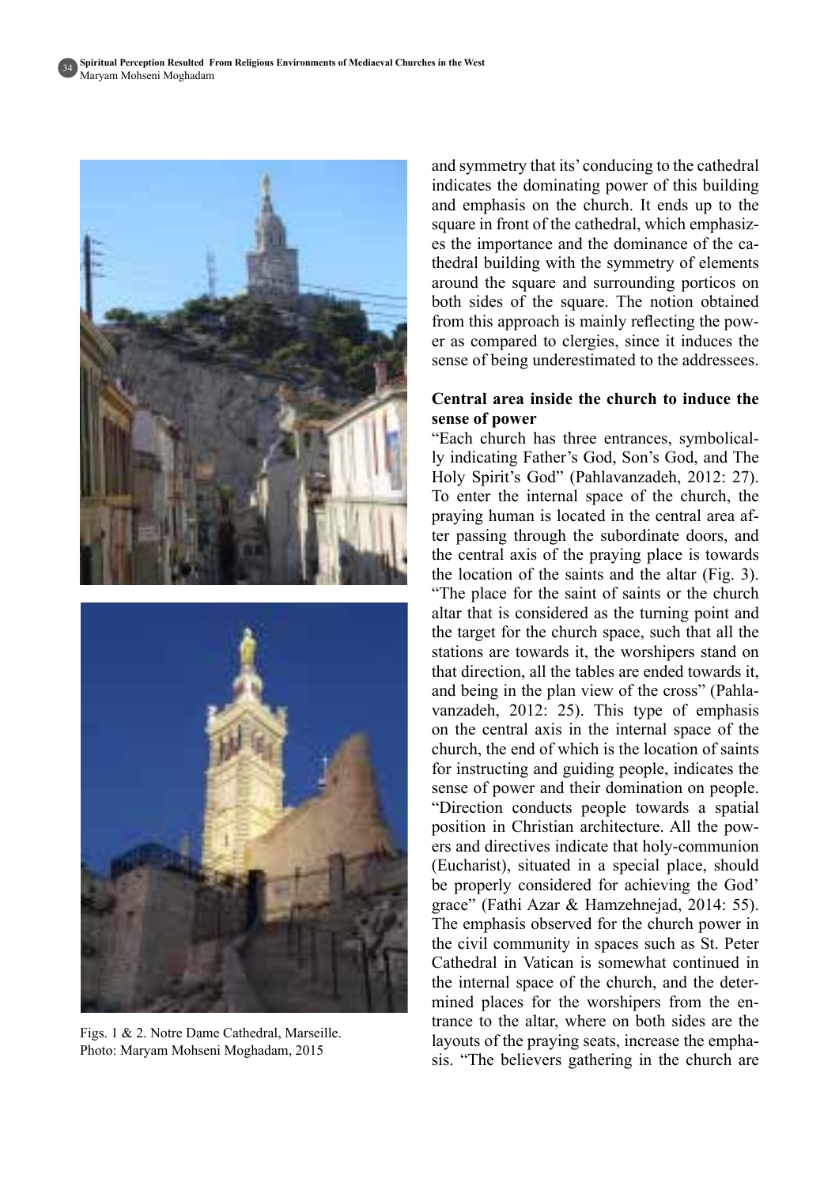and symmetry that its' conducing to the cathedral indicates the dominating power of this building and emphasis on the church. It ends up to the square in front of the cathedral, which emphasizes the importance and the dominance of the cathedral building with the symmetry of elements around the square and surrounding porticos on both sides of the square. The notion obtained from this approach is mainly reflecting the power as compared to clergies, since it induces the sense of being underestimated to the addressees.

Figs. 1 & 2. Notre Dame Cathedral, Marseille. Photo: Maryam Mohseni Moghadam, 2015

### Central area inside the church to induce the sense of power

"Each church has three entrances, symbolically indicating Father's God, Son's God, and The Holy Spirit's God" (Pahlavanzadeh, 2012: 27). To enter the internal space of the church, the praying human is located in the central area after passing through the subordinate doors, and the central axis of the praying place is towards the location of the saints and the altar (Fig. 3). "The place for the saint of saints or the church altar that is considered as the turning point and the target for the church space, such that all the stations are towards it, the worshipers stand on that direction, all the tables are ended towards it, and being in the plan view of the cross" (Pahlavanzadeh, 2012: 25). This type of emphasis on the central axis in the internal space of the church, the end of which is the location of saints for instructing and guiding people, indicates the sense of power and their domination on people. "Direction conducts people towards a spatial position in Christian architecture. All the powers and directives indicate that holy-communion (Eucharist), situated in a special place, should be properly considered for achieving the God' grace" (Fathi Azar & Hamzehnejad, 2014: 55). The emphasis observed for the church power in the civil community in spaces such as St. Peter Cathedral in Vatican is somewhat continued in the internal space of the church, and the determined places for the worshipers from the entrance to the altar, where on both sides are the layouts of the praying seats, increase the emphasis. "The believers gathering in the church are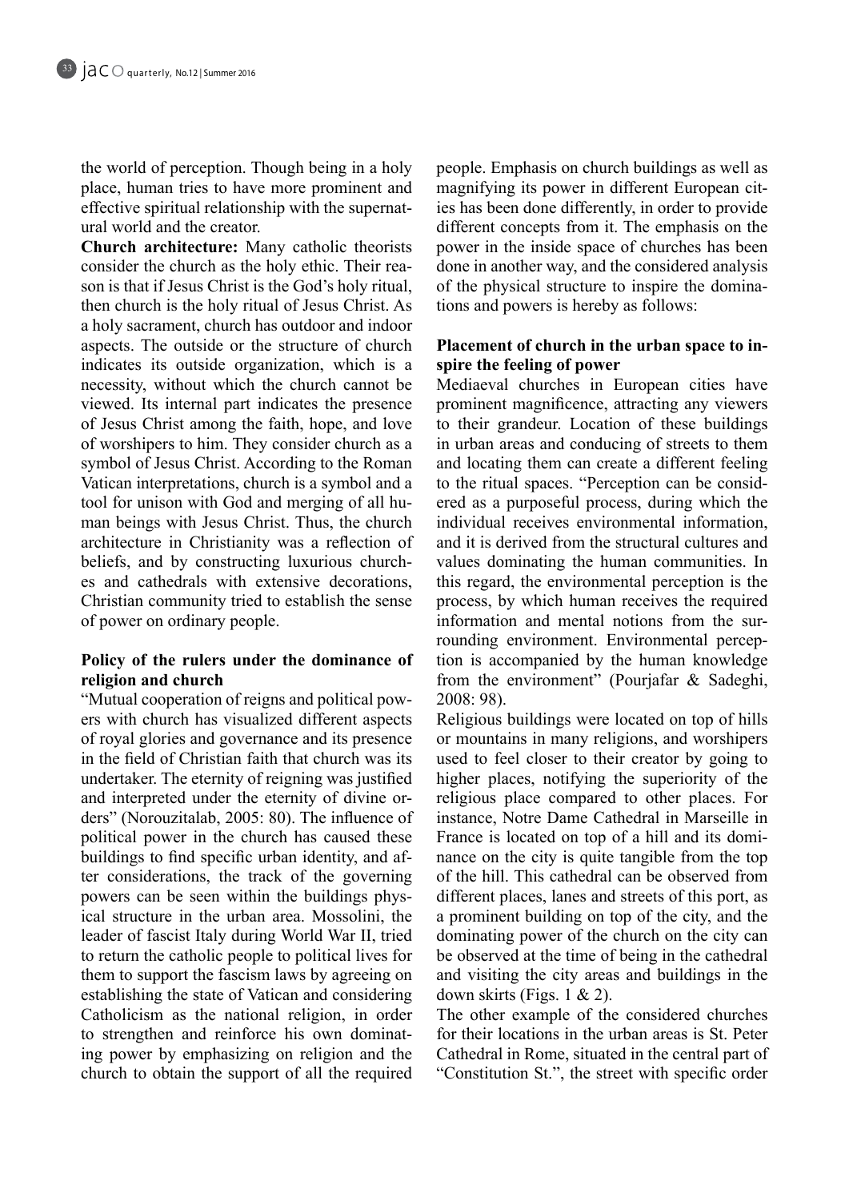the world of perception. Though being in a holy place, human tries to have more prominent and effective spiritual relationship with the supernatural world and the creator.

**Church architecture:** Many catholic theorists consider the church as the holy ethic. Their reason is that if Jesus Christ is the God's holy ritual, then church is the holy ritual of Jesus Christ. As a holy sacrament, church has outdoor and indoor aspects. The outside or the structure of church indicates its outside organization, which is a necessity, without which the church cannot be viewed. Its internal part indicates the presence of Jesus Christ among the faith, hope, and love of worshipers to him. They consider church as a symbol of Jesus Christ. According to the Roman Vatican interpretations, church is a symbol and a tool for unison with God and merging of all human beings with Jesus Christ. Thus, the church architecture in Christianity was a reflection of beliefs, and by constructing luxurious churches and cathedrals with extensive decorations, Christian community tried to establish the sense of power on ordinary people.

**Policy of the rulers under the dominance of religion and church**

"Mutual cooperation of reigns and political powers with church has visualized different aspects of royal glories and governance and its presence in the field of Christian faith that church was its undertaker. The eternity of reigning was justified and interpreted under the eternity of divine orders" (Norouzitalab, 2005: 80). The influence of political power in the church has caused these buildings to find specific urban identity, and after considerations, the track of the governing powers can be seen within the buildings physical structure in the urban area. Mossolini, the leader of fascist Italy during World War II, tried to return the catholic people to political lives for them to support the fascism laws by agreeing on establishing the state of Vatican and considering Catholicism as the national religion, in order to strengthen and reinforce his own dominating power by emphasizing on religion and the church to obtain the support of all the required people. Emphasis on church buildings as well as magnifying its power in different European cities has been done differently, in order to provide different concepts from it. The emphasis on the power in the inside space of churches has been done in another way, and the considered analysis of the physical structure to inspire the dominations and powers is hereby as follows:

**Placement of church in the urban space to inspire the feeling of power**

Mediaeval churches in European cities have prominent magnificence, attracting any viewers to their grandeur. Location of these buildings in urban areas and conducing of streets to them and locating them can create a different feeling to the ritual spaces. "Perception can be considered as a purposeful process, during which the individual receives environmental information, and it is derived from the structural cultures and values dominating the human communities. In this regard, the environmental perception is the process, by which human receives the required information and mental notions from the surrounding environment. Environmental perception is accompanied by the human knowledge from the environment" (Pourjafar & Sadeghi, 2008: 98).

Religious buildings were located on top of hills or mountains in many religions, and worshipers used to feel closer to their creator by going to higher places, notifying the superiority of the religious place compared to other places. For instance, Notre Dame Cathedral in Marseille in France is located on top of a hill and its dominance on the city is quite tangible from the top of the hill. This cathedral can be observed from different places, lanes and streets of this port, as a prominent building on top of the city, and the dominating power of the church on the city can be observed at the time of being in the cathedral and visiting the city areas and buildings in the down skirts (Figs. 1 & 2).

The other example of the considered churches for their locations in the urban areas is St. Peter Cathedral in Rome, situated in the central part of "Constitution St.", the street with specific order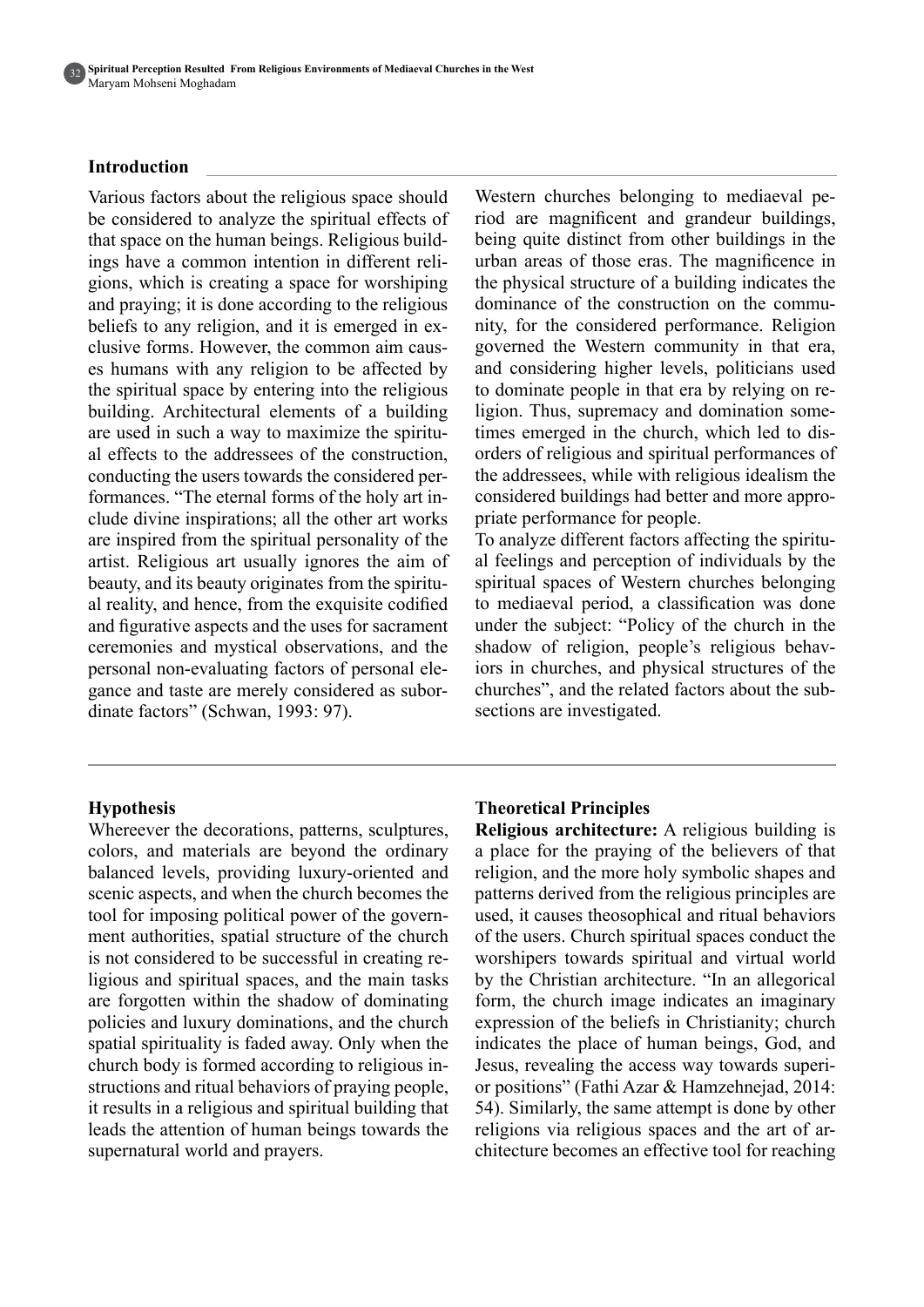## Introduction

Various factors about the religious space should be considered to analyze the spiritual effects of that space on the human beings. Religious buildings have a common intention in different religions, which is creating a space for worshiping and praying; it is done according to the religious beliefs to any religion, and it is emerged in exclusive forms. However, the common aim causes humans with any religion to be affected by the spiritual space by entering into the religious building. Architectural elements of a building are used in such a way to maximize the spiritual effects to the addressees of the construction, conducting the users towards the considered performances. "The eternal forms of the holy art include divine inspirations; all the other art works are inspired from the spiritual personality of the artist. Religious art usually ignores the aim of beauty, and its beauty originates from the spiritual reality, and hence, from the exquisite codified and figurative aspects and the uses for sacrament ceremonies and mystical observations, and the personal non-evaluating factors of personal elegance and taste are merely considered as subordinate factors" (Schwan, 1993: 97).

Western churches belonging to mediaeval period are magnificent and grandeur buildings, being quite distinct from other buildings in the urban areas of those eras. The magnificence in the physical structure of a building indicates the dominance of the construction on the community, for the considered performance. Religion governed the Western community in that era, and considering higher levels, politicians used to dominate people in that era by relying on religion. Thus, supremacy and domination sometimes emerged in the church, which led to disorders of religious and spiritual performances of the addressees, while with religious idealism the considered buildings had better and more appropriate performance for people.

To analyze different factors affecting the spiritual feelings and perception of individuals by the spiritual spaces of Western churches belonging to mediaeval period, a classification was done under the subject: "Policy of the church in the shadow of religion, people's religious behaviors in churches, and physical structures of the churches", and the related factors about the subsections are investigated.

## Hypothesis

Whereever the decorations, patterns, sculptures, colors, and materials are beyond the ordinary balanced levels, providing luxury-oriented and scenic aspects, and when the church becomes the tool for imposing political power of the government authorities, spatial structure of the church is not considered to be successful in creating religious and spiritual spaces, and the main tasks are forgotten within the shadow of dominating policies and luxury dominations, and the church spatial spirituality is faded away. Only when the church body is formed according to religious instructions and ritual behaviors of praying people, it results in a religious and spiritual building that leads the attention of human beings towards the supernatural world and prayers.

## Theoretical Principles

**Religious architecture:** A religious building is a place for the praying of the believers of that religion, and the more holy symbolic shapes and patterns derived from the religious principles are used, it causes theosophical and ritual behaviors of the users. Church spiritual spaces conduct the worshipers towards spiritual and virtual world by the Christian architecture. "In an allegorical form, the church image indicates an imaginary expression of the beliefs in Christianity; church indicates the place of human beings, God, and Jesus, revealing the access way towards superior positions" (Fathi Azar & Hamzehnejad, 2014: 54). Similarly, the same attempt is done by other religions via religious spaces and the art of architecture becomes an effective tool for reaching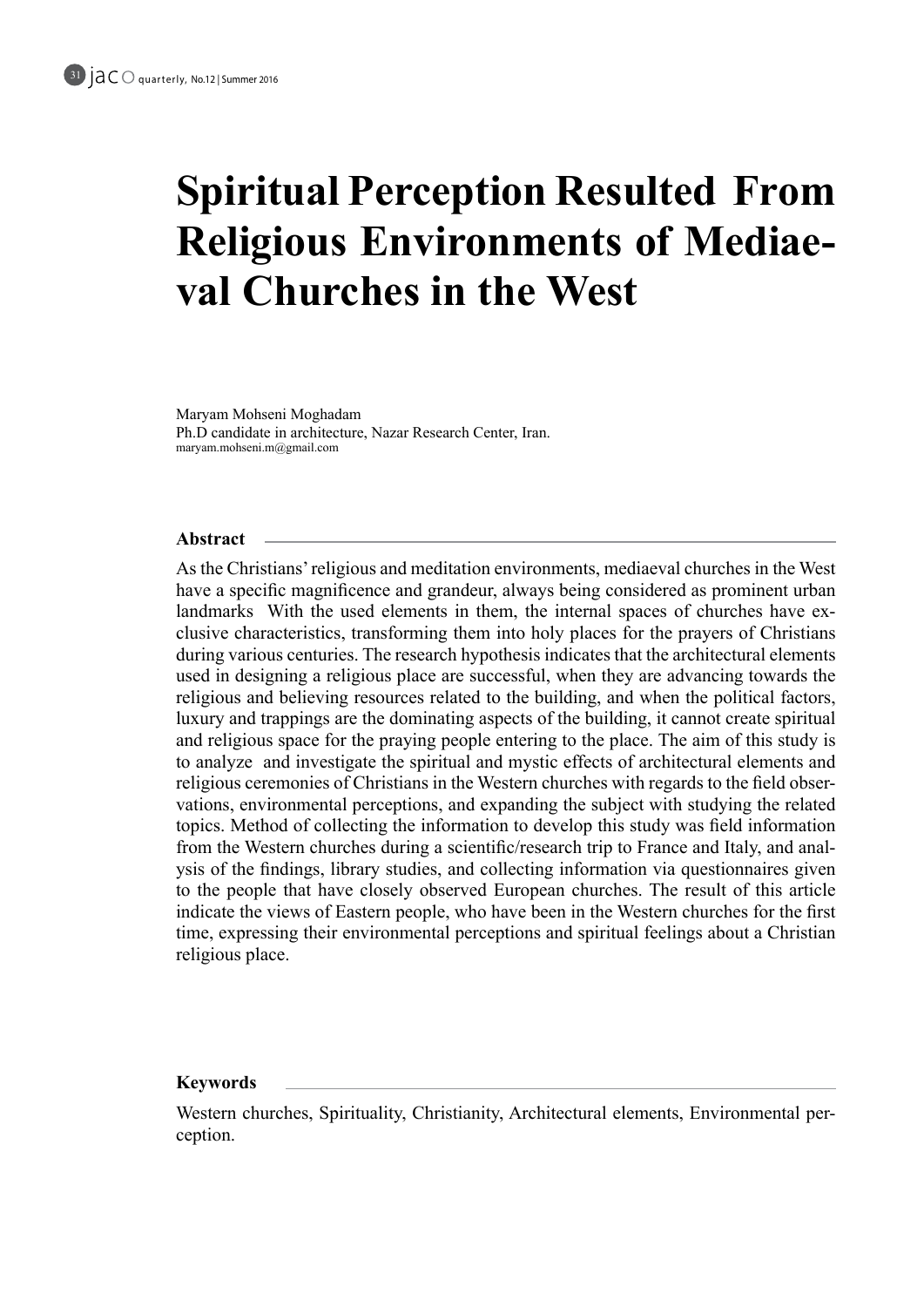# Spiritual Perception Resulted From Religious Environments of Mediaeval Churches in the West

Maryam Mohseni Moghadam
Ph.D candidate in architecture, Nazar Research Center, Iran.
maryam.mohseni.m@gmail.com

## Abstract

As the Christians' religious and meditation environments, mediaeval churches in the West have a specific magnificence and grandeur, always being considered as prominent urban landmarks With the used elements in them, the internal spaces of churches have exclusive characteristics, transforming them into holy places for the prayers of Christians during various centuries. The research hypothesis indicates that the architectural elements used in designing a religious place are successful, when they are advancing towards the religious and believing resources related to the building, and when the political factors, luxury and trappings are the dominating aspects of the building, it cannot create spiritual and religious space for the praying people entering to the place. The aim of this study is to analyze and investigate the spiritual and mystic effects of architectural elements and religious ceremonies of Christians in the Western churches with regards to the field observations, environmental perceptions, and expanding the subject with studying the related topics. Method of collecting the information to develop this study was field information from the Western churches during a scientific/research trip to France and Italy, and analysis of the findings, library studies, and collecting information via questionnaires given to the people that have closely observed European churches. The result of this article indicate the views of Eastern people, who have been in the Western churches for the first time, expressing their environmental perceptions and spiritual feelings about a Christian religious place.

## Keywords

Western churches, Spirituality, Christianity, Architectural elements, Environmental perception.